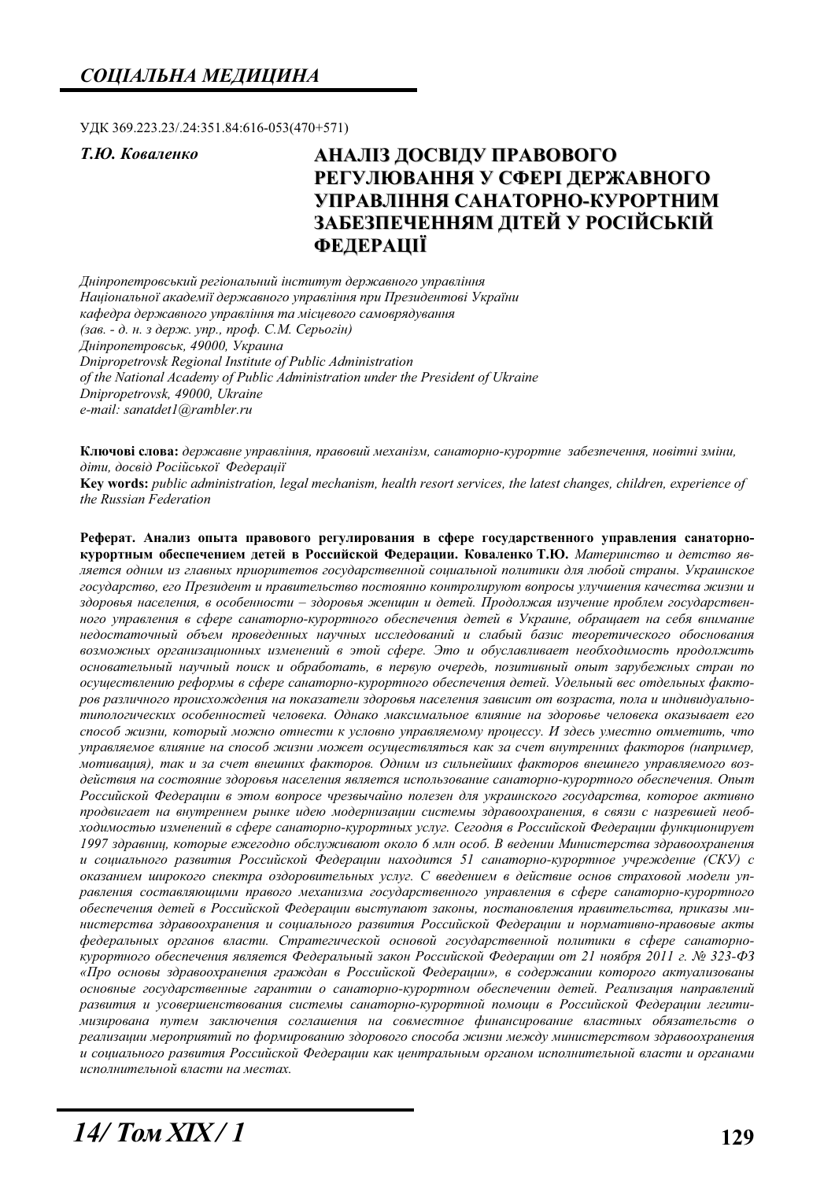## *СОЦІАЛЬНА МЕДИЦИНА*

УДК 369.223.23/.24:351.84:616-053(470+571)

***Т.Ю. Коваленко***

# АНАЛІЗ ДОСВІДУ ПРАВОВОГО РЕГУЛЮВАННЯ У СФЕРІ ДЕРЖАВНОГО УПРАВЛІННЯ САНАТОРНО-КУРОРТНИМ ЗАБЕЗПЕЧЕННЯМ ДІТЕЙ У РОСІЙСЬКІЙ ФЕДЕРАЦІЇ

*Дніпропетровський регіональний інститут державного управління*
*Національної академії державного управління при Президентові України*
*кафедра державного управління та місцевого самоврядування*
*(зав. - д. н. з держ. упр., проф. С.М. Серьогін)*
*Дніпропетровськ, 49000, Украина*
*Dnipropetrovsk Regional Institute of Public Administration*
*of the National Academy of Public Administration under the President of Ukraine*
*Dnipropetrovsk, 49000, Ukraine*
*e-mail: sanatdet1@rambler.ru*

**Ключові слова:** *державне управління, правовий механізм, санаторно-курортне забезпечення, новітні зміни, діти, досвід Російської Федерації*
**Key words:** *public administration, legal mechanism, health resort services, the latest changes, children, experience of the Russian Federation*

**Реферат. Анализ опыта правового регулирования в сфере государственного управления санаторно-курортным обеспечением детей в Российской Федерации. Коваленко Т.Ю.** *Материнство и детство является одним из главных приоритетов государственной социальной политики для любой страны. Украинское государство, его Президент и правительство постоянно контролируют вопросы улучшения качества жизни и здоровья населения, в особенности – здоровья женщин и детей. Продолжая изучение проблем государственного управления в сфере санаторно-курортного обеспечения детей в Украине, обращает на себя внимание недостаточный объем проведенных научных исследований и слабый базис теоретического обоснования возможных организационных изменений в этой сфере. Это и обуславливает необходимость продолжить основательный научный поиск и обработать, в первую очередь, позитивный опыт зарубежных стран по осуществлению реформы в сфере санаторно-курортного обеспечения детей. Удельный вес отдельных факторов различного происхождения на показатели здоровья населения зависит от возраста, пола и индивидуально-типологических особенностей человека. Однако максимальное влияние на здоровье человека оказывает его способ жизни, который можно отнести к условно управляемому процессу. И здесь уместно отметить, что управляемое влияние на способ жизни может осуществляться как за счет внутренних факторов (например, мотивация), так и за счет внешних факторов. Одним из сильнейших факторов внешнего управляемого воздействия на состояние здоровья населения является использование санаторно-курортного обеспечения. Опыт Российской Федерации в этом вопросе чрезвычайно полезен для украинского государства, которое активно продвигает на внутреннем рынке идею модернизации системы здравоохранения, в связи с назревшей необходимостью изменений в сфере санаторно-курортных услуг. Сегодня в Российской Федерации функционирует 1997 здравниц, которые ежегодно обслуживают около 6 млн особ. В ведении Министерства здравоохранения и социального развития Российской Федерации находится 51 санаторно-курортное учреждение (СКУ) с оказанием широкого спектра оздоровительных услуг. С введением в действие основ страховой модели управления составляющими правого механизма государственного управления в сфере санаторно-курортного обеспечения детей в Российской Федерации выступают законы, постановления правительства, приказы министерства здравоохранения и социального развития Российской Федерации и нормативно-правовые акты федеральных органов власти. Стратегической основой государственной политики в сфере санаторно-курортного обеспечения является Федеральный закон Российской Федерации от 21 ноября 2011 г. № 323-ФЗ «Про основы здравоохранения граждан в Российской Федерации», в содержании которого актуализованы основные государственные гарантии о санаторно-курортном обеспечении детей. Реализация направлений развития и усовершенствования системы санаторно-курортной помощи в Российской Федерации легитимизирована путем заключения соглашения на совместное финансирование властных обязательств о реализации мероприятий по формированию здорового способа жизни между министерством здравоохранения и социального развития Российской Федерации как центральным органом исполнительной власти и органами исполнительной власти на местах.*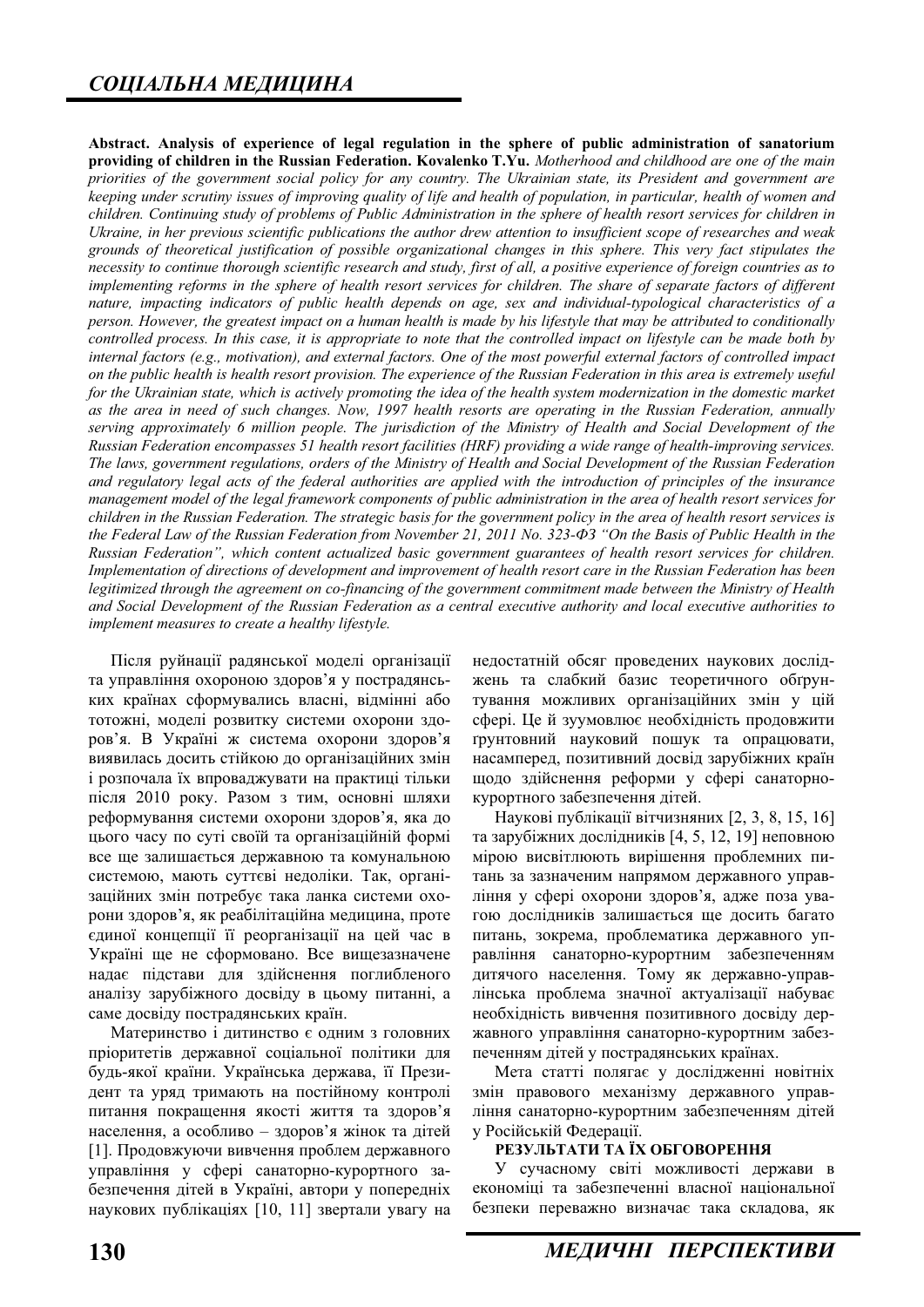**Abstract. Analysis of experience of legal regulation in the sphere of public administration of sanatorium providing of children in the Russian Federation. Kovalenko T.Yu.** *Motherhood and childhood are one of the main priorities of the government social policy for any country. The Ukrainian state, its President and government are keeping under scrutiny issues of improving quality of life and health of population, in particular, health of women and children. Continuing study of problems of Public Administration in the sphere of health resort services for children in Ukraine, in her previous scientific publications the author drew attention to insufficient scope of researches and weak grounds of theoretical justification of possible organizational changes in this sphere. This very fact stipulates the necessity to continue thorough scientific research and study, first of all, a positive experience of foreign countries as to implementing reforms in the sphere of health resort services for children. The share of separate factors of different nature, impacting indicators of public health depends on age, sex and individual-typological characteristics of a person. However, the greatest impact on a human health is made by his lifestyle that may be attributed to conditionally controlled process. In this case, it is appropriate to note that the controlled impact on lifestyle can be made both by internal factors (e.g., motivation), and external factors. One of the most powerful external factors of controlled impact on the public health is health resort provision. The experience of the Russian Federation in this area is extremely useful for the Ukrainian state, which is actively promoting the idea of the health system modernization in the domestic market as the area in need of such changes. Now, 1997 health resorts are operating in the Russian Federation, annually serving approximately 6 million people. The jurisdiction of the Ministry of Health and Social Development of the Russian Federation encompasses 51 health resort facilities (HRF) providing a wide range of health-improving services. The laws, government regulations, orders of the Ministry of Health and Social Development of the Russian Federation and regulatory legal acts of the federal authorities are applied with the introduction of principles of the insurance management model of the legal framework components of public administration in the area of health resort services for children in the Russian Federation. The strategic basis for the government policy in the area of health resort services is the Federal Law of the Russian Federation from November 21, 2011 No. 323-ФЗ "On the Basis of Public Health in the Russian Federation", which content actualized basic government guarantees of health resort services for children. Implementation of directions of development and improvement of health resort care in the Russian Federation has been legitimized through the agreement on co-financing of the government commitment made between the Ministry of Health and Social Development of the Russian Federation as a central executive authority and local executive authorities to implement measures to create a healthy lifestyle.*

Після руйнації радянської моделі організації та управління охороною здоров'я у пострадянських країнах сформувались власні, відмінні або тотожні, моделі розвитку системи охорони здоров'я. В Україні ж система охорони здоров'я виявилась досить стійкою до організаційних змін і розпочала їх впроваджувати на практиці тільки після 2010 року. Разом з тим, основні шляхи реформування системи охорони здоров'я, яка до цього часу по суті своїй та організаційній формі все ще залишається державною та комунальною системою, мають суттєві недоліки. Так, організаційних змін потребує така ланка системи охорони здоров'я, як реабілітаційна медицина, проте єдиної концепції її реорганізації на цей час в Україні ще не сформовано. Все вищезазначене надає підстави для здійснення поглибленого аналізу зарубіжного досвіду в цьому питанні, а саме досвіду пострадянських країн.

Материнство і дитинство є одним з головних пріоритетів державної соціальної політики для будь-якої країни. Українська держава, її Президент та уряд тримають на постійному контролі питання покращення якості життя та здоров'я населення, а особливо – здоров'я жінок та дітей [1]. Продовжуючи вивчення проблем державного управління у сфері санаторно-курортного забезпечення дітей в Україні, автори у попередніх наукових публікаціях [10, 11] звертали увагу на недостатній обсяг проведених наукових досліджень та слабкий базис теоретичного обґрунтування можливих організаційних змін у цій сфері. Це й зуумовлює необхідність продовжити ґрунтовний науковий пошук та опрацювати, насамперед, позитивний досвід зарубіжних країн щодо здійснення реформи у сфері санаторно-курортного забезпечення дітей.

Наукові публікації вітчизняних [2, 3, 8, 15, 16] та зарубіжних дослідників [4, 5, 12, 19] неповною мірою висвітлюють вирішення проблемних питань за зазначеним напрямом державного управління у сфері охорони здоров'я, адже поза увагою дослідників залишається ще досить багато питань, зокрема, проблематика державного управління санаторно-курортним забезпеченням дитячого населення. Тому як державно-управлінська проблема значної актуалізації набуває необхідність вивчення позитивного досвіду державного управління санаторно-курортним забезпеченням дітей у пострадянських країнах.

Мета статті полягає у дослідженні новітніх змін правового механізму державного управління санаторно-курортним забезпеченням дітей у Російській Федерації.

**РЕЗУЛЬТАТИ ТА ЇХ ОБГОВОРЕННЯ**

У сучасному світі можливості держави в економіці та забезпеченні власної національної безпеки переважно визначає така складова, як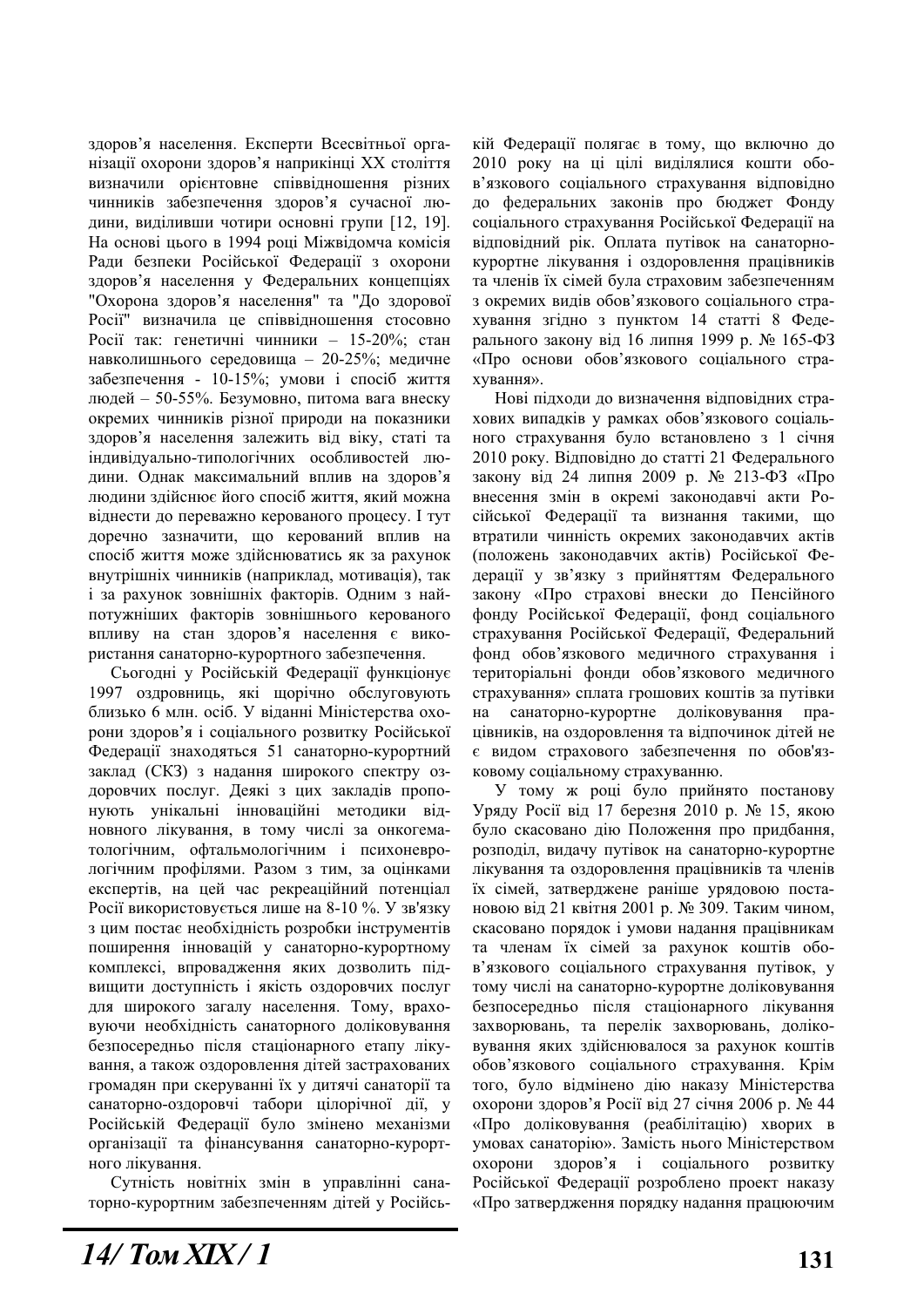здоров'я населення. Експерти Всесвітньої організації охорони здоров'я наприкінці XX століття визначили орієнтовне співвідношення різних чинників забезпечення здоров'я сучасної людини, виділивши чотири основні групи [12, 19]. На основі цього в 1994 році Міжвідомча комісія Ради безпеки Російської Федерації з охорони здоров'я населення у Федеральних концепціях "Охорона здоров'я населення" та "До здорової Росії" визначила це співвідношення стосовно Росії так: генетичні чинники – 15-20%; стан навколишнього середовища – 20-25%; медичне забезпечення - 10-15%; умови і спосіб життя людей – 50-55%. Безумовно, питома вага внеску окремих чинників різної природи на показники здоров'я населення залежить від віку, статі та індивідуально-типологічних особливостей людини. Однак максимальний вплив на здоров'я людини здійснює його спосіб життя, який можна віднести до переважно керованого процесу. І тут доречно зазначити, що керований вплив на спосіб життя може здійснюватись як за рахунок внутрішніх чинників (наприклад, мотивація), так і за рахунок зовнішніх факторів. Одним з найпотужніших факторів зовнішнього керованого впливу на стан здоров'я населення є використання санаторно-курортного забезпечення.

Сьогодні у Російській Федерації функціонує 1997 оздоровниць, які щорічно обслуговують близько 6 млн. осіб. У віданні Міністерства охорони здоров'я і соціального розвитку Російської Федерації знаходяться 51 санаторно-курортний заклад (СКЗ) з надання широкого спектру оздоровчих послуг. Деякі з цих закладів пропонують унікальні інноваційні методики відновного лікування, в тому числі за онкогематологічним, офтальмологічним і психоневрологічним профілями. Разом з тим, за оцінками експертів, на цей час рекреаційний потенціал Росії використовується лише на 8-10 %. У зв'язку з цим постає необхідність розробки інструментів поширення інновацій у санаторно-курортному комплексі, впровадження яких дозволить підвищити доступність і якість оздоровчих послуг для широкого загалу населення. Тому, враховуючи необхідність санаторного долікування безпосередньо після стаціонарного етапу лікування, а також оздоровлення дітей застрахованих громадян при скеруванні їх у дитячі санаторії та санаторно-оздоровчі табори цілорічної дії, у Російській Федерації було змінено механізми організації та фінансування санаторно-курортного лікування.

Сутність новітніх змін в управлінні санаторно-курортним забезпеченням дітей у Російській Федерації полягає в тому, що включно до 2010 року на ці цілі виділялися кошти обов'язкового соціального страхування відповідно до федеральних законів про бюджет Фонду соціального страхування Російської Федерації на відповідний рік. Оплата путівок на санаторно-курортне лікування і оздоровлення працівників та членів їх сімей була страховим забезпеченням з окремих видів обов'язкового соціального страхування згідно з пунктом 14 статті 8 Федерального закону від 16 липня 1999 р. № 165-ФЗ «Про основи обов'язкового соціального страхування».

Нові підходи до визначення відповідних страхових випадків у рамках обов'язкового соціального страхування було встановлено з 1 січня 2010 року. Відповідно до статті 21 Федерального закону від 24 липня 2009 р. № 213-ФЗ «Про внесення змін в окремі законодавчі акти Російської Федерації та визнання такими, що втратили чинність окремих законодавчих актів (положень законодавчих актів) Російської Федерації у зв'язку з прийняттям Федерального закону «Про страхові внески до Пенсійного фонду Російської Федерації, фонд соціального страхування Російської Федерації, Федеральний фонд обов'язкового медичного страхування і територіальні фонди обов'язкового медичного страхування» сплата грошових коштів за путівки на санаторно-курортне доліковування працівників, на оздоровлення та відпочинок дітей не є видом страхового забезпечення по обов'язковому соціальному страхуванню.

У тому ж році було прийнято постанову Уряду Росії від 17 березня 2010 р. № 15, якою було скасовано дію Положення про придбання, розподіл, видачу путівок на санаторно-курортне лікування та оздоровлення працівників та членів їх сімей, затверджене раніше урядовою постановою від 21 квітня 2001 р. № 309. Таким чином, скасовано порядок і умови надання працівникам та членам їх сімей за рахунок коштів обов'язкового соціального страхування путівок, у тому числі на санаторно-курортне доліковування безпосередньо після стаціонарного лікування захворювань, та перелік захворювань, доліковування яких здійснювалося за рахунок коштів обов'язкового соціального страхування. Крім того, було відмінено дію наказу Міністерства охорони здоров'я Росії від 27 січня 2006 р. № 44 «Про доліковування (реабілітацію) хворих в умовах санаторію». Замість нього Міністерством охорони здоров'я і соціального розвитку Російської Федерації розроблено проект наказу «Про затвердження порядку надання працюючим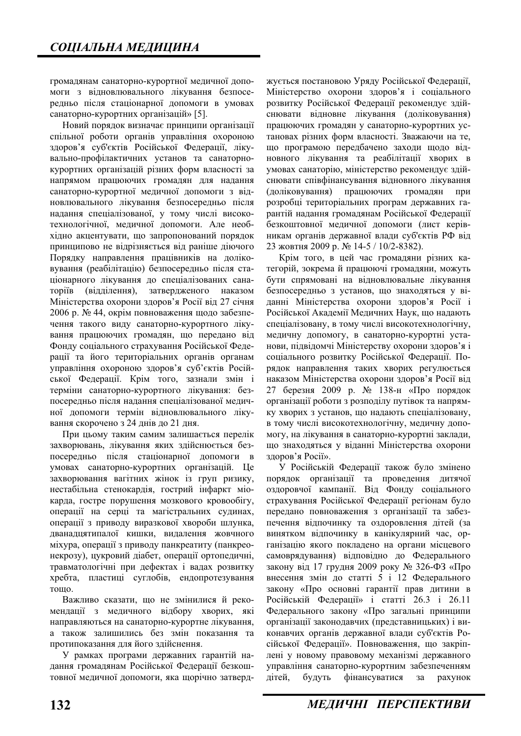громадянам санаторно-курортної медичної допомоги з відновлювального лікування безпосередньо після стаціонарної допомоги в умовах санаторно-курортних організацій» [5].

Новий порядок визначає принципи організації спільної роботи органів управління охороною здоров'я суб'єктів Російської Федерації, лікувально-профілактичних установ та санаторно-курортних організацій різних форм власності за напрямом працюючих громадян для надання санаторно-курортної медичної допомоги з відновлювального лікування безпосередньо після надання спеціалізованої, у тому числі високотехнологічної, медичної допомоги. Але необхідно акцентувати, що запропонований порядок принципово не відрізняється від раніше діючого Порядку направлення працівників на долікування (реабілітацію) безпосередньо після стаціонарного лікування до спеціалізованих санаторіїв (відділення), затвердженого наказом Міністерства охорони здоров'я Росії від 27 січня 2006 р. № 44, окрім повноваження щодо забезпечення такого виду санаторно-курортного лікування працюючих громадян, що передано від Фонду соціального страхування Російської Федерації та його територіальних органів органам управління охороною здоров'я суб'єктів Російської Федерації. Крім того, зазнали змін і терміни санаторно-курортного лікування: безпосередньо після надання спеціалізованої медичної допомоги термін відновлювального лікування скорочено з 24 днів до 21 дня.

При цьому таким самим залишається перелік захворювань, лікування яких здійснюється безпосередньо після стаціонарної допомоги в умовах санаторно-курортних організацій. Це захворювання вагітних жінок із груп ризику, нестабільна стенокардія, гострий інфаркт міокарда, гостре порушення мозкового кровообігу, операції на серці та магістральних судинах, операції з приводу виразкової хвороби шлунка, дванадцятипалої кишки, видалення жовчного міхура, операції з приводу панкреатиту (панкреонекрозу), цукровий діабет, операції ортопедичні, травматологічні при дефектах і вадах розвитку хребта, пластиці суглобів, ендопротезування тощо.

Важливо сказати, що не змінилися й рекомендації з медичного відбору хворих, які направляються на санаторно-курортне лікування, а також залишились без змін показання та протипоказання для його здійснення.

У рамках програми державних гарантій надання громадянам Російської Федерації безкоштовної медичної допомоги, яка щорічно затверджується постановою Уряду Російської Федерації, Міністерство охорони здоров'я і соціального розвитку Російської Федерації рекомендує здійснювати відновне лікування (долікування) працюючих громадян у санаторно-курортних установах різних форм власності. Зважаючи на те, що програмою передбачено заходи щодо відновного лікування та реабілітації хворих в умовах санаторію, міністерство рекомендує здійснювати співфінансування відновного лікування (долікування) працюючих громадян при розробці територіальних програм державних гарантій надання громадянам Російської Федерації безкоштовної медичної допомоги (лист керівникам органів державної влади суб'єктів РФ від 23 жовтня 2009 р. № 14-5 / 10/2-8382).

Крім того, в цей час громадяни різних категорій, зокрема й працюючі громадяни, можуть бути спрямовані на відновлювальне лікування безпосередньо з установ, що знаходяться у віданні Міністерства охорони здоров'я Росії і Російської Академії Медичних Наук, що надають спеціалізовану, в тому числі високотехнологічну, медичну допомогу, в санаторно-курортні установи, підвідомчі Міністерству охорони здоров'я і соціального розвитку Російської Федерації. Порядок направлення таких хворих регулюється наказом Міністерства охорони здоров'я Росії від 27 березня 2009 р. № 138-н «Про порядок організації роботи з розподілу путівок та напрямку хворих з установ, що надають спеціалізовану, в тому числі високотехнологічну, медичну допомогу, на лікування в санаторно-курортні заклади, що знаходяться у віданні Міністерства охорони здоров'я Росії».

У Російській Федерації також було змінено порядок організації та проведення дитячої оздоровчої кампанії. Від Фонду соціального страхування Російської Федерації регіонам було передано повноваження з організації та забезпечення відпочинку та оздоровлення дітей (за винятком відпочинку в канікулярний час, організацію якого покладено на органи місцевого самоврядування) відповідно до Федерального закону від 17 грудня 2009 року № 326-ФЗ «Про внесення змін до статті 5 і 12 Федерального закону «Про основні гарантії прав дитини в Російській Федерації» і статті 26.3 і 26.11 Федерального закону «Про загальні принципи організації законодавчих (представницьких) і виконавчих органів державної влади суб'єктів Російської Федерації». Повноваження, що закріплені у новому правовому механізмі державного управління санаторно-курортним забезпеченням дітей, будуть фінансуватися за рахунок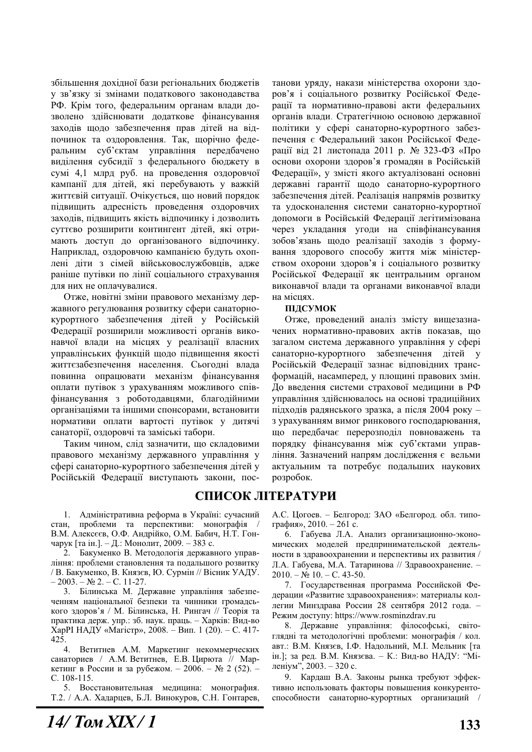збільшення дохідної бази регіональних бюджетів у зв'язку зі змінами податкового законодавства РФ. Крім того, федеральним органам влади дозволено здійснювати додаткове фінансування заходів щодо забезпечення прав дітей на відпочинок та оздоровлення. Так, щорічно федеральним суб'єктам управління передбачено виділення субсидії з федерального бюджету в сумі 4,1 млрд руб. на проведення оздоровчої кампанії для дітей, які перебувають у важкій життєвій ситуації. Очікується, що новий порядок підвищить адресність проведення оздоровчих заходів, підвищить якість відпочинку і дозволить суттєво розширити контингент дітей, які отримають доступ до організованого відпочинку. Наприклад, оздоровчою кампанією будуть охоплені діти з сімей військовослужбовців, адже раніше путівки по лінії соціального страхування для них не оплачувалися.

Отже, новітні зміни правового механізму державного регулювання розвитку сфери санаторно-курортного забезпечення дітей у Російській Федерації розширили можливості органів виконавчої влади на місцях у реалізації власних управлінських функцій щодо підвищення якості життєзабезпечення населення. Сьогодні влада повинна опрацювати механізм фінансування оплати путівок з урахуванням можливого співфінансування з роботодавцями, благодійними організаціями та іншими спонсорами, встановити нормативи оплати вартості путівок у дитячі санаторії, оздоровчі та заміські табори.

Таким чином, слід зазначити, що складовими правового механізму державного управління у сфері санаторно-курортного забезпечення дітей у Російській Федерації виступають закони, постанови уряду, накази міністерства охорони здоров'я і соціального розвитку Російської Федерації та нормативно-правові акти федеральних органів влади. Стратегічною основою державної політики у сфері санаторно-курортного забезпечення є Федеральний закон Російської Федерації від 21 листопада 2011 р. № 323-ФЗ «Про основи охорони здоров'я громадян в Російській Федерації», у змісті якого актуалізовані основні державні гарантії щодо санаторно-курортного забезпечення дітей. Реалізація напрямів розвитку та удосконалення системи санаторно-курортної допомоги в Російській Федерації легітимізована через укладання угоди на співфінансування зобов'язань щодо реалізації заходів з формування здорового способу життя між міністерством охорони здоров'я і соціального розвитку Російської Федерації як центральним органом виконавчої влади та органами виконавчої влади на місцях.

**ПІДСУМОК**

Отже, проведений аналіз змісту вищезазначених нормативно-правових актів показав, що загалом система державного управління у сфері санаторно-курортного забезпечення дітей у Російській Федерації зазнає відповідних трансформацій, насамперед, у площині правових змін. До введення системи страхової медицини в РФ управління здійснювалось на основі традиційних підходів радянського зразка, а після 2004 року – з урахуванням вимог ринкового господарювання, що передбачає перерозподіл повноважень та порядку фінансування між суб'єктами управління. Зазначений напрям дослідження є вельми актуальним та потребує подальших наукових розробок.

## СПИСОК ЛІТЕРАТУРИ

1. Адміністративна реформа в Україні: сучасний стан, проблеми та перспективи: монографія / В.М. Алексеєв, О.Ф. Андрійко, О.М. Бабич, Н.Т. Гончарук [та ін.]. – Д.: Монолит, 2009. – 383 с.
2. Бакуменко В. Методологія державного управління: проблеми становлення та подальшого розвитку / В. Бакуменко, В. Князєв, Ю. Сурмін // Вісник УАДУ. – 2003. – № 2. – С. 11-27.
3. Білинська М. Державне управління забезпеченням національної безпеки та чинники громадського здоров'я / М. Білинська, Н. Рингач // Теорія та практика держ. упр.: зб. наук. праць. – Харків: Вид-во ХарРІ НАДУ «Магістр», 2008. – Вип. 1 (20). – С. 417-425.
4. Ветитнев А.М. Маркетинг некоммерческих санаториев / А.М. Ветитнев, Е.В. Цирюта // Маркетинг в России и за рубежом. – 2006. – № 2 (52). – С. 108-115.
5. Восстановительная медицина: монография. Т.2. / А.А. Хадарцев, Б.Л. Винокуров, С.Н. Гонтарев, А.С. Цогоев. – Белгород: ЗАО «Белгород. обл. типография», 2010. – 261 с.
6. Габуева Л.А. Анализ организационно-экономических моделей предпринимательской деятельности в здравоохранении и перспективы их развития / Л.А. Габуева, М.А. Татаринова // Здравоохранение. – 2010. – № 10. – С. 43-50.
7. Государственная программа Российской Федерации «Развитие здравоохранения»: материалы коллегии Минздрава России 28 сентября 2012 года. – Режим доступу: https://www.rosminzdrav.ru
8. Державне управління: філософські, світоглядні та методологічні проблеми: монографія / кол. авт.: В.М. Князєв, І.Ф. Надольний, М.І. Мельник [та ін.]; за ред. В.М. Князєва. – К.: Вид-во НАДУ: "Міленіум", 2003. – 320 с.
9. Кардаш В.А. Законы рынка требуют эффективно использовать факторы повышения конкурентоспособности санаторно-курортных организаций /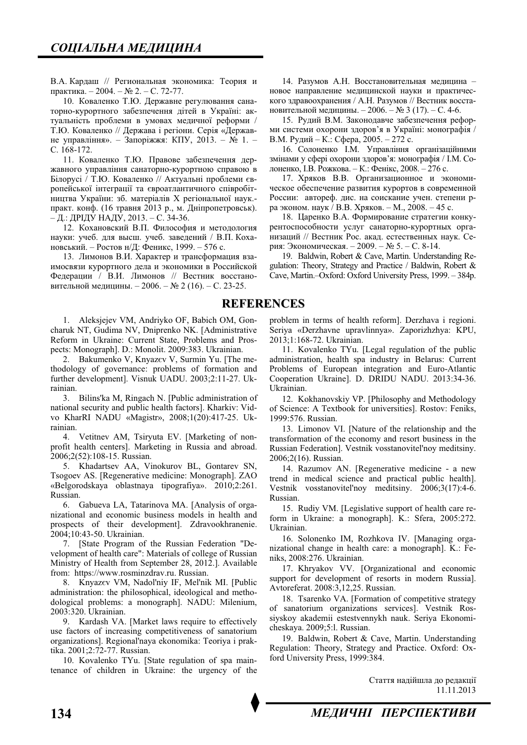В.А. Кардаш // Региональная экономика: Теория и практика. – 2004. – № 2. – С. 72-77.

10. Коваленко Т.Ю. Державне регулювання санаторно-курортного забезпечення дітей в Україні: актуальність проблеми в умовах медичної реформи / Т.Ю. Коваленко // Держава і регіони. Серія «Державне управління». – Запоріжжя: КПУ, 2013. – № 1. – С. 168-172.

11. Коваленко Т.Ю. Правове забезпечення державного управління санаторно-курортною справою в Білорусі / Т.Ю. Коваленко // Актуальні проблеми європейської інтеграції та євроатлантичного співробітництва України: зб. матеріалів Х регіональної наук.-практ. конф. (16 травня 2013 р., м. Дніпропетровськ). – Д.: ДРІДУ НАДУ, 2013. – С. 34-36.

12. Кохановский В.П. Философия и методология науки: учеб. для высш. учеб. заведений / В.П. Кохановський. – Ростов н/Д: Феникс, 1999. – 576 с.

13. Лимонов В.И. Характер и трансформация взаимосвязи курортного дела и экономики в Российской Федерации / В.И. Лимонов // Вестник восстановительной медицины. – 2006. – № 2 (16). – С. 23-25.

14. Разумов А.Н. Восстановительная медицина – новое направление медицинской науки и практического здравоохранения / А.Н. Разумов // Вестник восстановительной медицины. – 2006. – № 3 (17). – С. 4-6.

15. Рудий В.М. Законодавче забезпечення реформи системи охорони здоров'я в Україні: монографія / В.М. Рудий – К.: Сфера, 2005. – 272 с.

16. Солоненко І.М. Управління організаційними змінами у сфері охорони здоров'я: монографія / І.М. Солоненко, І.В. Рожкова. – К.: Фенікс, 2008. – 276 с.

17. Хряков В.В. Организационное и экономическое обеспечение развития курортов в современной России: автореф. дис. на соискание учен. степени р-ра эконом. наук / В.В. Хряков. – М., 2008. – 45 с.

18. Царенко В.А. Формирование стратегии конкурентоспособности услуг санаторно-курортных организаций // Вестник Рос. акад. естественных наук. Серия: Экономическая. – 2009. – № 5. – С. 8-14.

19. Baldwin, Robert & Cave, Martin. Understanding Regulation: Theory, Strategy and Practice / Baldwin, Robert & Cave, Martin.–Oxford: Oxford University Press, 1999. – 384p.

## REFERENCES

1. Aleksjejev VM, Andriyko OF, Babich OM, Goncharuk NT, Gudima NV, Dniprenko NK. [Administrative Reform in Ukraine: Current State, Problems and Prospects: Monograph]. D.: Monolit. 2009:383. Ukrainian.

2. Bakumenko V, Knyazev V, Surmin Yu. [The methodology of governance: problems of formation and further development]. Visnuk UADU. 2003;2:11-27. Ukrainian.

3. Bilins'ka M, Ringach N. [Public administration of national security and public health factors]. Kharkiv: Vidvo KharRI NADU «Magistr», 2008;1(20):417-25. Ukrainian.

4. Vetitnev AM, Tsiryuta EV. [Marketing of nonprofit health centers]. Marketing in Russia and abroad. 2006;2(52):108-15. Russian.

5. Khadartsev AA, Vinokurov BL, Gontarev SN, Tsogoev AS. [Regenerative medicine: Monograph]. ZAO «Belgorodskaya oblastnaya tipografiya». 2010;2:261. Russian.

6. Gabueva LA, Tatarinova MA. [Analysis of organizational and economic business models in health and prospects of their development]. Zdravookhranenie. 2004;10:43-50. Ukrainian.

7. [State Program of the Russian Federation "Development of health care": Materials of college of Russian Ministry of Health from September 28, 2012.]. Available from: https://www.rosminzdrav.ru. Russian.

8. Knyazєv VM, Nadol'niy IF, Mel'nik MI. [Public administration: the philosophical, ideological and methodological problems: a monograph]. NADU: Milenium, 2003:320. Ukrainian.

9. Kardash VA. [Market laws require to effectively use factors of increasing competitiveness of sanatorium organizations]. Regional'naya ekonomika: Teoriya i praktika. 2001;2:72-77. Russian.

10. Kovalenko TYu. [State regulation of spa maintenance of children in Ukraine: the urgency of the problem in terms of health reform]. Derzhava i regioni. Seriya «Derzhavne upravlinnya». Zaporizhzhya: KPU, 2013;1:168-72. Ukrainian.

11. Kovalenko TYu. [Legal regulation of the public administration, health spa industry in Belarus: Current Problems of European integration and Euro-Atlantic Cooperation Ukraine]. D. DRIDU NADU. 2013:34-36. Ukrainian.

12. Kokhanovskiy VP. [Philosophy and Methodology of Science: A Textbook for universities]. Rostov: Feniks, 1999:576. Russian.

13. Limonov VI. [Nature of the relationship and the transformation of the economy and resort business in the Russian Federation]. Vestnik vosstanovitel'noy meditsiny. 2006;2(16). Russian.

14. Razumov AN. [Regenerative medicine - a new trend in medical science and practical public health]. Vestnik vosstanovitel'noy meditsiny. 2006;3(17):4-6. Russian.

15. Rudiy VM. [Legislative support of health care reform in Ukraine: a monograph]. K.: Sfera, 2005:272. Ukrainian.

16. Solonenko IM, Rozhkova IV. [Managing organizational change in health care: a monograph]. K.: Feniks, 2008:276. Ukrainian.

17. Khryakov VV. [Organizational and economic support for development of resorts in modern Russia]. Avtoreferat. 2008:3,12,25. Russian.

18. Tsarenko VA. [Formation of competitive strategy of sanatorium organizations services]. Vestnik Rossiyskoy akademii estestvennykh nauk. Seriya Ekonomicheskaya. 2009;5:l. Russian.

19. Baldwin, Robert & Cave, Martin. Understanding Regulation: Theory, Strategy and Practice. Oxford: Oxford University Press, 1999:384.

Стаття надійшла до редакції
11.11.2013